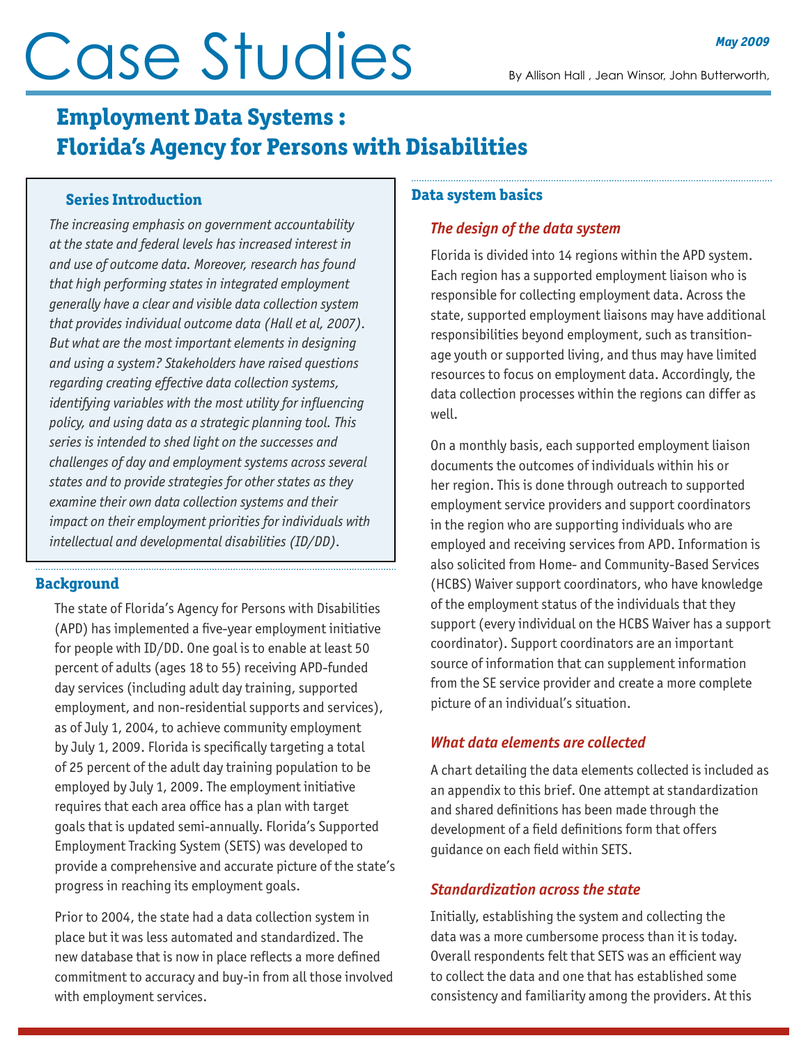# Case Studies

*May 2009*

By Allison Hall , Jean Winsor, John Butterworth,

## Employment Data Systems : Florida's Agency for Persons with Disabilities

### Series Introduction

*The increasing emphasis on government accountability at the state and federal levels has increased interest in and use of outcome data. Moreover, research has found that high performing states in integrated employment generally have a clear and visible data collection system that provides individual outcome data (Hall et al, 2007). But what are the most important elements in designing and using a system? Stakeholders have raised questions regarding creating effective data collection systems, identifying variables with the most utility for influencing policy, and using data as a strategic planning tool. This series is intended to shed light on the successes and challenges of day and employment systems across several states and to provide strategies for other states as they examine their own data collection systems and their impact on their employment priorities for individuals with intellectual and developmental disabilities (ID/DD).*

### Background

The state of Florida's Agency for Persons with Disabilities (APD) has implemented a five-year employment initiative for people with ID/DD. One goal is to enable at least 50 percent of adults (ages 18 to 55) receiving APD-funded day services (including adult day training, supported employment, and non-residential supports and services), as of July 1, 2004, to achieve community employment by July 1, 2009. Florida is specifically targeting a total of 25 percent of the adult day training population to be employed by July 1, 2009. The employment initiative requires that each area office has a plan with target goals that is updated semi-annually. Florida's Supported Employment Tracking System (SETS) was developed to provide a comprehensive and accurate picture of the state's progress in reaching its employment goals.

Prior to 2004, the state had a data collection system in place but it was less automated and standardized. The new database that is now in place reflects a more defined commitment to accuracy and buy-in from all those involved with employment services.

### Data system basics

#### *The design of the data system*

Florida is divided into 14 regions within the APD system. Each region has a supported employment liaison who is responsible for collecting employment data. Across the state, supported employment liaisons may have additional responsibilities beyond employment, such as transition-age youth or supported living, and thus may have limited resources to focus on employment data. Accordingly, the data collection processes within the regions can differ as well.

On a monthly basis, each supported employment liaison documents the outcomes of individuals within his or her region. This is done through outreach to supported employment service providers and support coordinators in the region who are supporting individuals who are employed and receiving services from APD. Information is also solicited from Home- and Community-Based Services (HCBS) Waiver support coordinators, who have knowledge of the employment status of the individuals that they support (every individual on the HCBS Waiver has a support coordinator). Support coordinators are an important source of information that can supplement information from the SE service provider and create a more complete picture of an individual's situation.

#### *What data elements are collected*

A chart detailing the data elements collected is included as an appendix to this brief. One attempt at standardization and shared definitions has been made through the development of a field definitions form that offers guidance on each field within SETS.

#### *Standardization across the state*

Initially, establishing the system and collecting the data was a more cumbersome process than it is today. Overall respondents felt that SETS was an efficient way to collect the data and one that has established some consistency and familiarity among the providers. At this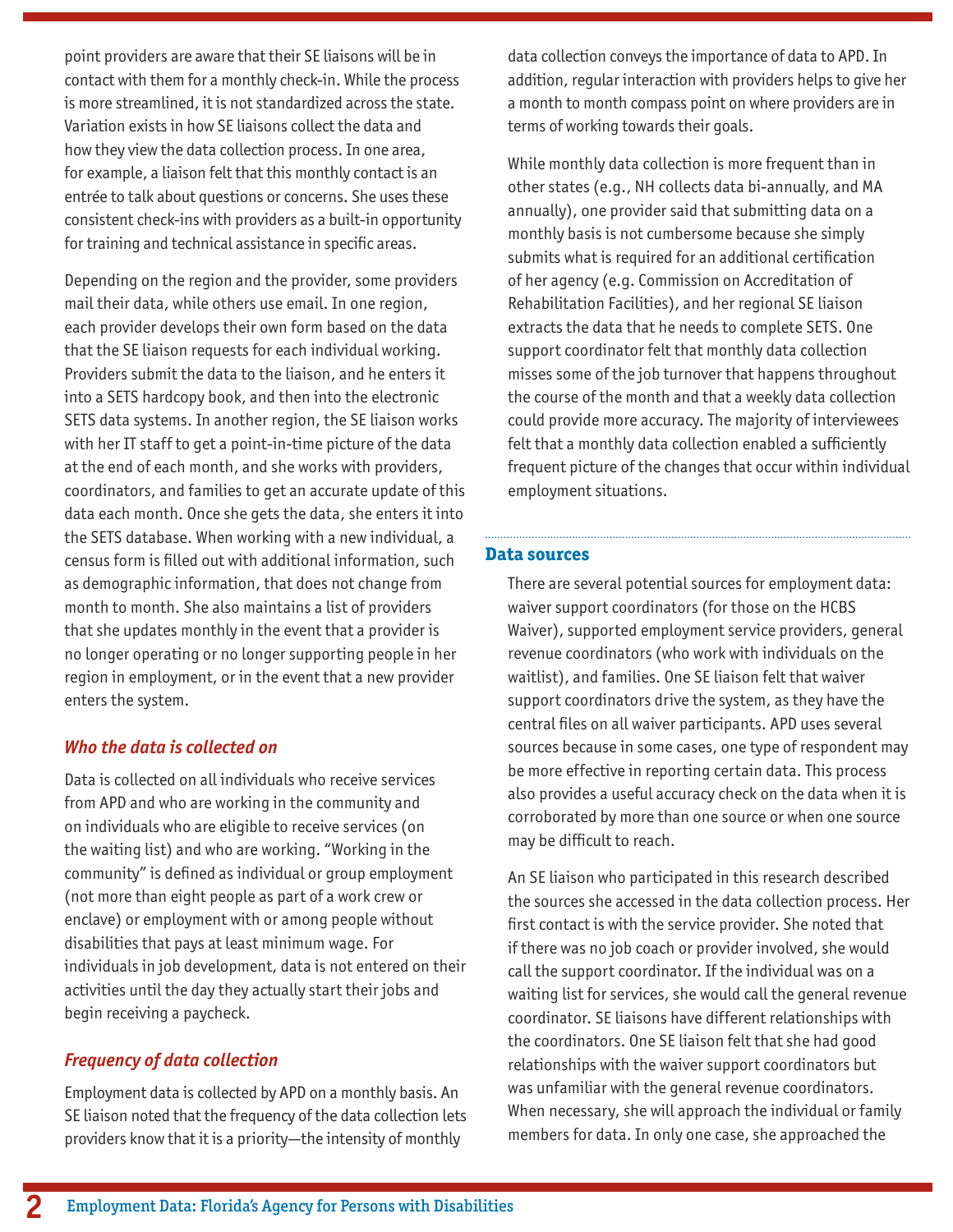point providers are aware that their SE liaisons will be in contact with them for a monthly check-in. While the process is more streamlined, it is not standardized across the state. Variation exists in how SE liaisons collect the data and how they view the data collection process. In one area, for example, a liaison felt that this monthly contact is an entrée to talk about questions or concerns. She uses these consistent check-ins with providers as a built-in opportunity for training and technical assistance in specific areas.

Depending on the region and the provider, some providers mail their data, while others use email. In one region, each provider develops their own form based on the data that the SE liaison requests for each individual working. Providers submit the data to the liaison, and he enters it into a SETS hardcopy book, and then into the electronic SETS data systems. In another region, the SE liaison works with her IT staff to get a point-in-time picture of the data at the end of each month, and she works with providers, coordinators, and families to get an accurate update of this data each month. Once she gets the data, she enters it into the SETS database. When working with a new individual, a census form is filled out with additional information, such as demographic information, that does not change from month to month. She also maintains a list of providers that she updates monthly in the event that a provider is no longer operating or no longer supporting people in her region in employment, or in the event that a new provider enters the system.

### *Who the data is collected on*

Data is collected on all individuals who receive services from APD and who are working in the community and on individuals who are eligible to receive services (on the waiting list) and who are working. "Working in the community" is defined as individual or group employment (not more than eight people as part of a work crew or enclave) or employment with or among people without disabilities that pays at least minimum wage. For individuals in job development, data is not entered on their activities until the day they actually start their jobs and begin receiving a paycheck.

### *Frequency of data collection*

Employment data is collected by APD on a monthly basis. An SE liaison noted that the frequency of the data collection lets providers know that it is a priority—the intensity of monthly data collection conveys the importance of data to APD. In addition, regular interaction with providers helps to give her a month to month compass point on where providers are in terms of working towards their goals.

While monthly data collection is more frequent than in other states (e.g., NH collects data bi-annually, and MA annually), one provider said that submitting data on a monthly basis is not cumbersome because she simply submits what is required for an additional certification of her agency (e.g. Commission on Accreditation of Rehabilitation Facilities), and her regional SE liaison extracts the data that he needs to complete SETS. One support coordinator felt that monthly data collection misses some of the job turnover that happens throughout the course of the month and that a weekly data collection could provide more accuracy. The majority of interviewees felt that a monthly data collection enabled a sufficiently frequent picture of the changes that occur within individual employment situations.

## Data sources

There are several potential sources for employment data: waiver support coordinators (for those on the HCBS Waiver), supported employment service providers, general revenue coordinators (who work with individuals on the waitlist), and families. One SE liaison felt that waiver support coordinators drive the system, as they have the central files on all waiver participants. APD uses several sources because in some cases, one type of respondent may be more effective in reporting certain data. This process also provides a useful accuracy check on the data when it is corroborated by more than one source or when one source may be difficult to reach.

An SE liaison who participated in this research described the sources she accessed in the data collection process. Her first contact is with the service provider. She noted that if there was no job coach or provider involved, she would call the support coordinator. If the individual was on a waiting list for services, she would call the general revenue coordinator. SE liaisons have different relationships with the coordinators. One SE liaison felt that she had good relationships with the waiver support coordinators but was unfamiliar with the general revenue coordinators. When necessary, she will approach the individual or family members for data. In only one case, she approached the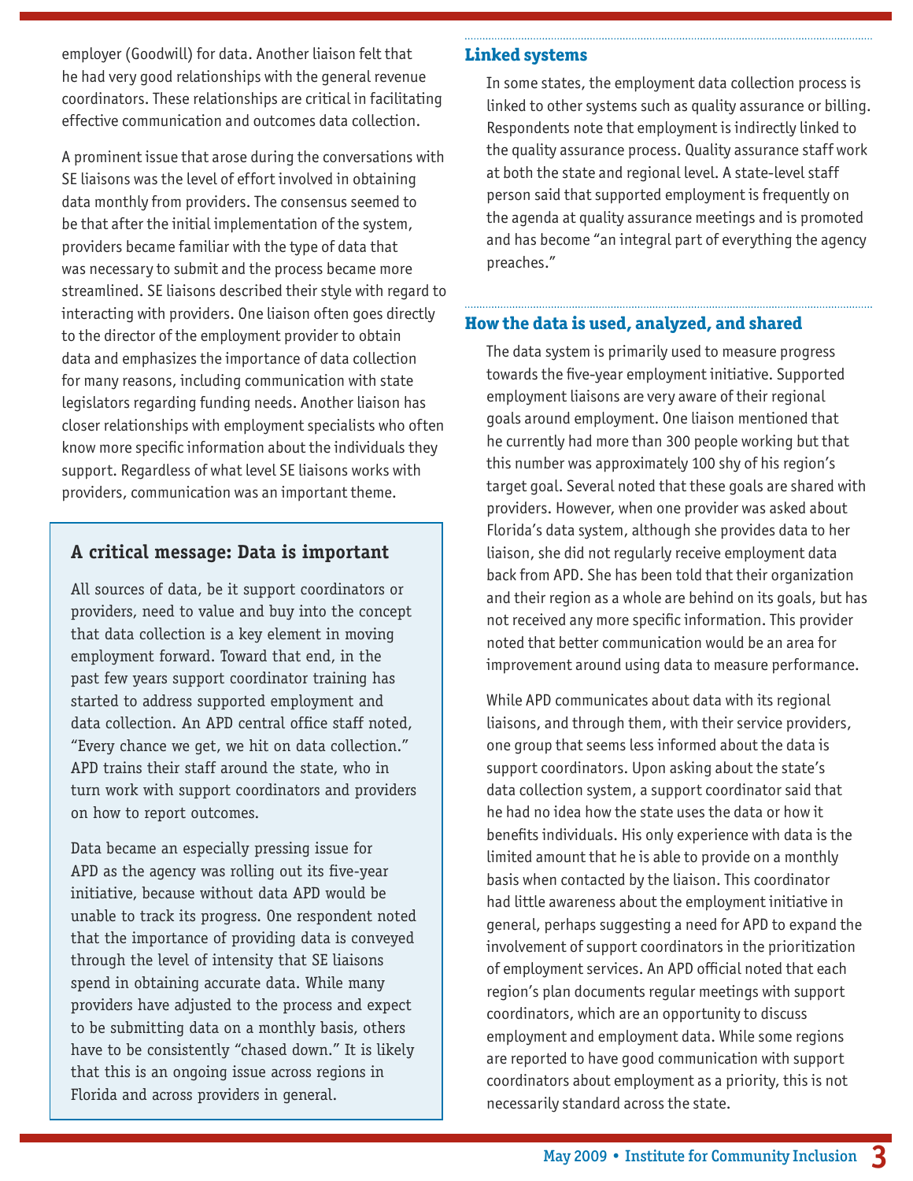employer (Goodwill) for data. Another liaison felt that he had very good relationships with the general revenue coordinators. These relationships are critical in facilitating effective communication and outcomes data collection.

A prominent issue that arose during the conversations with SE liaisons was the level of effort involved in obtaining data monthly from providers. The consensus seemed to be that after the initial implementation of the system, providers became familiar with the type of data that was necessary to submit and the process became more streamlined. SE liaisons described their style with regard to interacting with providers. One liaison often goes directly to the director of the employment provider to obtain data and emphasizes the importance of data collection for many reasons, including communication with state legislators regarding funding needs. Another liaison has closer relationships with employment specialists who often know more specific information about the individuals they support. Regardless of what level SE liaisons works with providers, communication was an important theme.

### A critical message: Data is important

All sources of data, be it support coordinators or providers, need to value and buy into the concept that data collection is a key element in moving employment forward. Toward that end, in the past few years support coordinator training has started to address supported employment and data collection. An APD central office staff noted, "Every chance we get, we hit on data collection." APD trains their staff around the state, who in turn work with support coordinators and providers on how to report outcomes.

Data became an especially pressing issue for APD as the agency was rolling out its five-year initiative, because without data APD would be unable to track its progress. One respondent noted that the importance of providing data is conveyed through the level of intensity that SE liaisons spend in obtaining accurate data. While many providers have adjusted to the process and expect to be submitting data on a monthly basis, others have to be consistently "chased down." It is likely that this is an ongoing issue across regions in Florida and across providers in general.

## Linked systems

In some states, the employment data collection process is linked to other systems such as quality assurance or billing. Respondents note that employment is indirectly linked to the quality assurance process. Quality assurance staff work at both the state and regional level. A state-level staff person said that supported employment is frequently on the agenda at quality assurance meetings and is promoted and has become "an integral part of everything the agency preaches."

## How the data is used, analyzed, and shared

The data system is primarily used to measure progress towards the five-year employment initiative. Supported employment liaisons are very aware of their regional goals around employment. One liaison mentioned that he currently had more than 300 people working but that this number was approximately 100 shy of his region's target goal. Several noted that these goals are shared with providers. However, when one provider was asked about Florida's data system, although she provides data to her liaison, she did not regularly receive employment data back from APD. She has been told that their organization and their region as a whole are behind on its goals, but has not received any more specific information. This provider noted that better communication would be an area for improvement around using data to measure performance.

While APD communicates about data with its regional liaisons, and through them, with their service providers, one group that seems less informed about the data is support coordinators. Upon asking about the state's data collection system, a support coordinator said that he had no idea how the state uses the data or how it benefits individuals. His only experience with data is the limited amount that he is able to provide on a monthly basis when contacted by the liaison. This coordinator had little awareness about the employment initiative in general, perhaps suggesting a need for APD to expand the involvement of support coordinators in the prioritization of employment services. An APD official noted that each region's plan documents regular meetings with support coordinators, which are an opportunity to discuss employment and employment data. While some regions are reported to have good communication with support coordinators about employment as a priority, this is not necessarily standard across the state.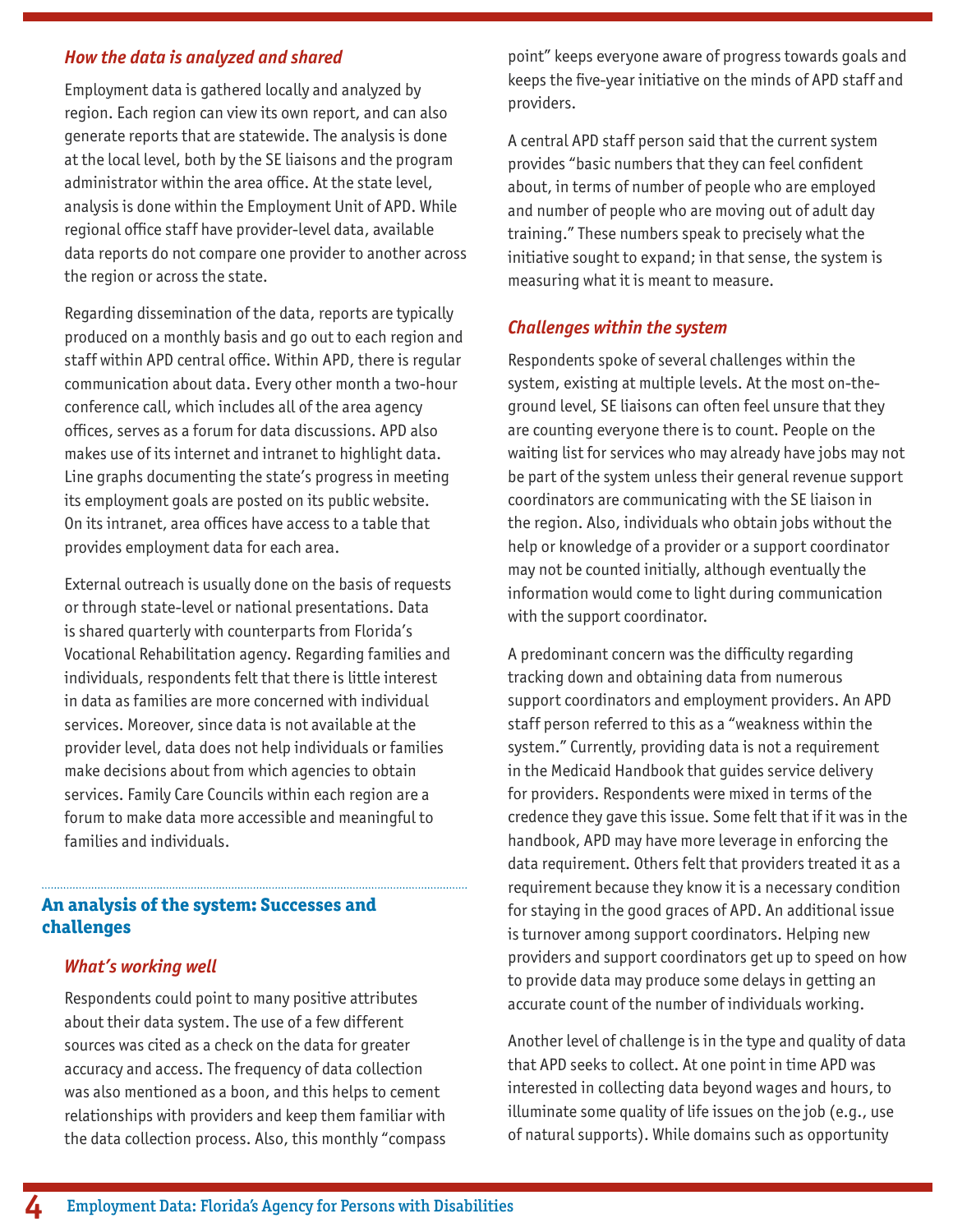### *How the data is analyzed and shared*

Employment data is gathered locally and analyzed by region. Each region can view its own report, and can also generate reports that are statewide. The analysis is done at the local level, both by the SE liaisons and the program administrator within the area office. At the state level, analysis is done within the Employment Unit of APD. While regional office staff have provider-level data, available data reports do not compare one provider to another across the region or across the state.

Regarding dissemination of the data, reports are typically produced on a monthly basis and go out to each region and staff within APD central office. Within APD, there is regular communication about data. Every other month a two-hour conference call, which includes all of the area agency offices, serves as a forum for data discussions. APD also makes use of its internet and intranet to highlight data. Line graphs documenting the state's progress in meeting its employment goals are posted on its public website. On its intranet, area offices have access to a table that provides employment data for each area.

External outreach is usually done on the basis of requests or through state-level or national presentations. Data is shared quarterly with counterparts from Florida's Vocational Rehabilitation agency. Regarding families and individuals, respondents felt that there is little interest in data as families are more concerned with individual services. Moreover, since data is not available at the provider level, data does not help individuals or families make decisions about from which agencies to obtain services. Family Care Councils within each region are a forum to make data more accessible and meaningful to families and individuals.

## An analysis of the system: Successes and challenges

### *What's working well*

Respondents could point to many positive attributes about their data system. The use of a few different sources was cited as a check on the data for greater accuracy and access. The frequency of data collection was also mentioned as a boon, and this helps to cement relationships with providers and keep them familiar with the data collection process. Also, this monthly "compass point" keeps everyone aware of progress towards goals and keeps the five-year initiative on the minds of APD staff and providers.

A central APD staff person said that the current system provides "basic numbers that they can feel confident about, in terms of number of people who are employed and number of people who are moving out of adult day training." These numbers speak to precisely what the initiative sought to expand; in that sense, the system is measuring what it is meant to measure.

### *Challenges within the system*

Respondents spoke of several challenges within the system, existing at multiple levels. At the most on-the-ground level, SE liaisons can often feel unsure that they are counting everyone there is to count. People on the waiting list for services who may already have jobs may not be part of the system unless their general revenue support coordinators are communicating with the SE liaison in the region. Also, individuals who obtain jobs without the help or knowledge of a provider or a support coordinator may not be counted initially, although eventually the information would come to light during communication with the support coordinator.

A predominant concern was the difficulty regarding tracking down and obtaining data from numerous support coordinators and employment providers. An APD staff person referred to this as a "weakness within the system." Currently, providing data is not a requirement in the Medicaid Handbook that guides service delivery for providers. Respondents were mixed in terms of the credence they gave this issue. Some felt that if it was in the handbook, APD may have more leverage in enforcing the data requirement. Others felt that providers treated it as a requirement because they know it is a necessary condition for staying in the good graces of APD. An additional issue is turnover among support coordinators. Helping new providers and support coordinators get up to speed on how to provide data may produce some delays in getting an accurate count of the number of individuals working.

Another level of challenge is in the type and quality of data that APD seeks to collect. At one point in time APD was interested in collecting data beyond wages and hours, to illuminate some quality of life issues on the job (e.g., use of natural supports). While domains such as opportunity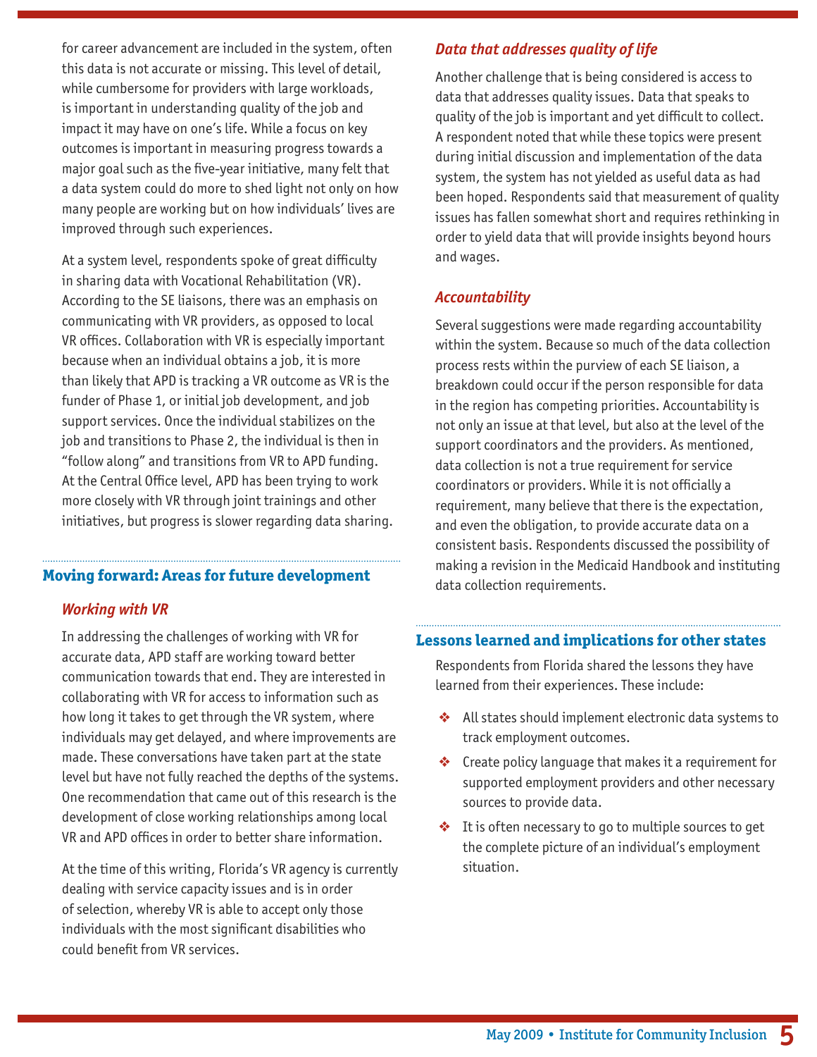for career advancement are included in the system, often this data is not accurate or missing. This level of detail, while cumbersome for providers with large workloads, is important in understanding quality of the job and impact it may have on one's life. While a focus on key outcomes is important in measuring progress towards a major goal such as the five-year initiative, many felt that a data system could do more to shed light not only on how many people are working but on how individuals' lives are improved through such experiences.

At a system level, respondents spoke of great difficulty in sharing data with Vocational Rehabilitation (VR). According to the SE liaisons, there was an emphasis on communicating with VR providers, as opposed to local VR offices. Collaboration with VR is especially important because when an individual obtains a job, it is more than likely that APD is tracking a VR outcome as VR is the funder of Phase 1, or initial job development, and job support services. Once the individual stabilizes on the job and transitions to Phase 2, the individual is then in "follow along" and transitions from VR to APD funding. At the Central Office level, APD has been trying to work more closely with VR through joint trainings and other initiatives, but progress is slower regarding data sharing.

## Moving forward: Areas for future development

### *Working with VR*

In addressing the challenges of working with VR for accurate data, APD staff are working toward better communication towards that end. They are interested in collaborating with VR for access to information such as how long it takes to get through the VR system, where individuals may get delayed, and where improvements are made. These conversations have taken part at the state level but have not fully reached the depths of the systems. One recommendation that came out of this research is the development of close working relationships among local VR and APD offices in order to better share information.

At the time of this writing, Florida's VR agency is currently dealing with service capacity issues and is in order of selection, whereby VR is able to accept only those individuals with the most significant disabilities who could benefit from VR services.

### *Data that addresses quality of life*

Another challenge that is being considered is access to data that addresses quality issues. Data that speaks to quality of the job is important and yet difficult to collect. A respondent noted that while these topics were present during initial discussion and implementation of the data system, the system has not yielded as useful data as had been hoped. Respondents said that measurement of quality issues has fallen somewhat short and requires rethinking in order to yield data that will provide insights beyond hours and wages.

### *Accountability*

Several suggestions were made regarding accountability within the system. Because so much of the data collection process rests within the purview of each SE liaison, a breakdown could occur if the person responsible for data in the region has competing priorities. Accountability is not only an issue at that level, but also at the level of the support coordinators and the providers. As mentioned, data collection is not a true requirement for service coordinators or providers. While it is not officially a requirement, many believe that there is the expectation, and even the obligation, to provide accurate data on a consistent basis. Respondents discussed the possibility of making a revision in the Medicaid Handbook and instituting data collection requirements.

## Lessons learned and implications for other states

Respondents from Florida shared the lessons they have learned from their experiences. These include:

- All states should implement electronic data systems to track employment outcomes.
- Create policy language that makes it a requirement for supported employment providers and other necessary sources to provide data.
- It is often necessary to go to multiple sources to get the complete picture of an individual's employment situation.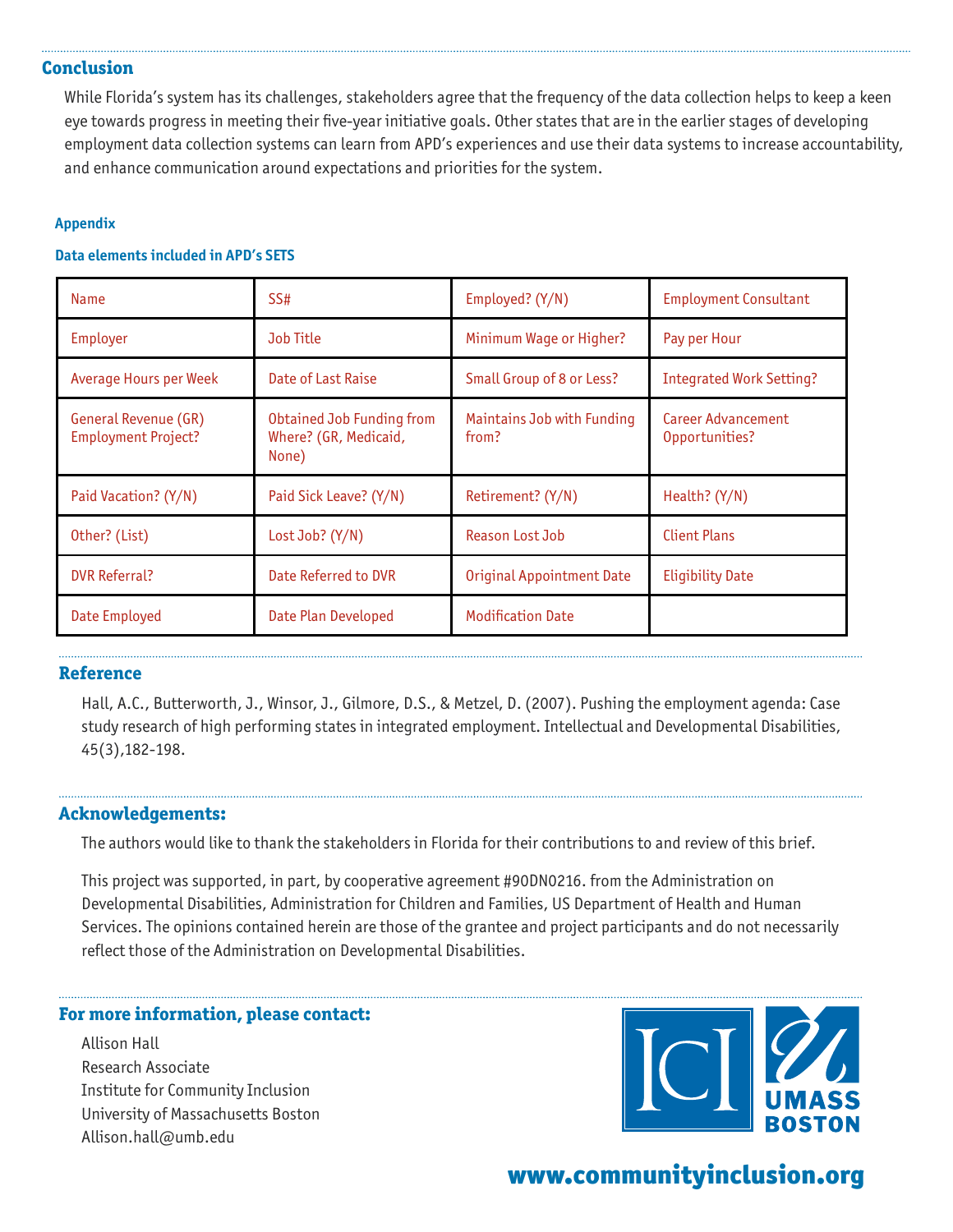## Conclusion

While Florida's system has its challenges, stakeholders agree that the frequency of the data collection helps to keep a keen eye towards progress in meeting their five-year initiative goals. Other states that are in the earlier stages of developing employment data collection systems can learn from APD's experiences and use their data systems to increase accountability, and enhance communication around expectations and priorities for the system.

### Appendix

**Data elements included in APD's SETS**

| | | | |
|---|---|---|---|
| Name | SS# | Employed? (Y/N) | Employment Consultant |
| Employer | Job Title | Minimum Wage or Higher? | Pay per Hour |
| Average Hours per Week | Date of Last Raise | Small Group of 8 or Less? | Integrated Work Setting? |
| General Revenue (GR) Employment Project? | Obtained Job Funding from Where? (GR, Medicaid, None) | Maintains Job with Funding from? | Career Advancement Opportunities? |
| Paid Vacation? (Y/N) | Paid Sick Leave? (Y/N) | Retirement? (Y/N) | Health? (Y/N) |
| Other? (List) | Lost Job? (Y/N) | Reason Lost Job | Client Plans |
| DVR Referral? | Date Referred to DVR | Original Appointment Date | Eligibility Date |
| Date Employed | Date Plan Developed | Modification Date | |

## Reference

Hall, A.C., Butterworth, J., Winsor, J., Gilmore, D.S., & Metzel, D. (2007). Pushing the employment agenda: Case study research of high performing states in integrated employment. Intellectual and Developmental Disabilities, 45(3),182-198.

## Acknowledgements:

The authors would like to thank the stakeholders in Florida for their contributions to and review of this brief.

This project was supported, in part, by cooperative agreement #90DN0216. from the Administration on Developmental Disabilities, Administration for Children and Families, US Department of Health and Human Services. The opinions contained herein are those of the grantee and project participants and do not necessarily reflect those of the Administration on Developmental Disabilities.

## For more information, please contact:

Allison Hall
Research Associate
Institute for Community Inclusion
University of Massachusetts Boston
Allison.hall@umb.edu

ICI UMASS BOSTON

**www.communityinclusion.org**